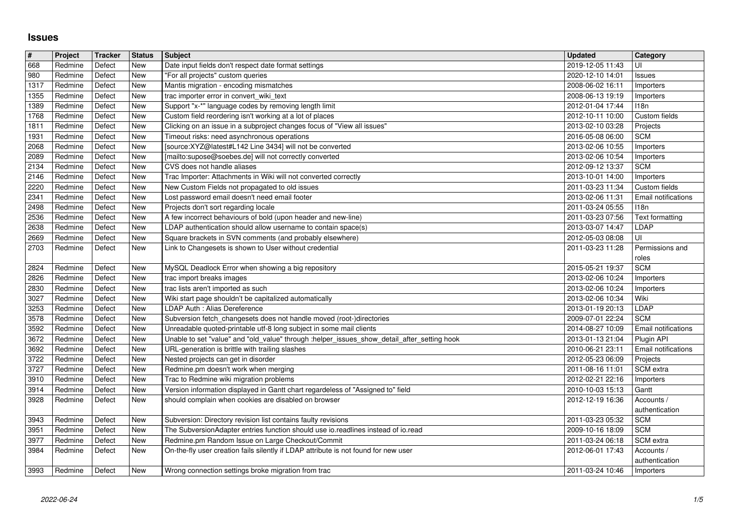# Issues

| # | Project | Tracker | Status | Subject | Updated | Category |
|---|---|---|---|---|---|---|
| 668 | Redmine | Defect | New | Date input fields don't respect date format settings | 2019-12-05 11:43 | UI |
| 980 | Redmine | Defect | New | "For all projects" custom queries | 2020-12-10 14:01 | Issues |
| 1317 | Redmine | Defect | New | Mantis migration - encoding mismatches | 2008-06-02 16:11 | Importers |
| 1355 | Redmine | Defect | New | trac importer error in convert_wiki_text | 2008-06-13 19:19 | Importers |
| 1389 | Redmine | Defect | New | Support "x-*" language codes by removing length limit | 2012-01-04 17:44 | I18n |
| 1768 | Redmine | Defect | New | Custom field reordering isn't working at a lot of places | 2012-10-11 10:00 | Custom fields |
| 1811 | Redmine | Defect | New | Clicking on an issue in a subproject changes focus of "View all issues" | 2013-02-10 03:28 | Projects |
| 1931 | Redmine | Defect | New | Timeout risks: need asynchronous operations | 2016-05-08 06:00 | SCM |
| 2068 | Redmine | Defect | New | [source:XYZ@latest#L142 Line 3434] will not be converted | 2013-02-06 10:55 | Importers |
| 2089 | Redmine | Defect | New | [mailto:supose@soebes.de] will not correctly converted | 2013-02-06 10:54 | Importers |
| 2134 | Redmine | Defect | New | CVS does not handle aliases | 2012-09-12 13:37 | SCM |
| 2146 | Redmine | Defect | New | Trac Importer: Attachments in Wiki will not converted correctly | 2013-10-01 14:00 | Importers |
| 2220 | Redmine | Defect | New | New Custom Fields not propagated to old issues | 2011-03-23 11:34 | Custom fields |
| 2341 | Redmine | Defect | New | Lost password email doesn't need email footer | 2013-02-06 11:31 | Email notifications |
| 2498 | Redmine | Defect | New | Projects don't sort regarding locale | 2011-03-24 05:55 | I18n |
| 2536 | Redmine | Defect | New | A few incorrect behaviours of bold (upon header and new-line) | 2011-03-23 07:56 | Text formatting |
| 2638 | Redmine | Defect | New | LDAP authentication should allow username to contain space(s) | 2013-03-07 14:47 | LDAP |
| 2669 | Redmine | Defect | New | Square brackets in SVN comments (and probably elsewhere) | 2012-05-03 08:08 | UI |
| 2703 | Redmine | Defect | New | Link to Changesets is shown to User without credential | 2011-03-23 11:28 | Permissions and roles |
| 2824 | Redmine | Defect | New | MySQL Deadlock Error when showing a big repository | 2015-05-21 19:37 | SCM |
| 2826 | Redmine | Defect | New | trac import breaks images | 2013-02-06 10:24 | Importers |
| 2830 | Redmine | Defect | New | trac lists aren't imported as such | 2013-02-06 10:24 | Importers |
| 3027 | Redmine | Defect | New | Wiki start page shouldn't be capitalized automatically | 2013-02-06 10:34 | Wiki |
| 3253 | Redmine | Defect | New | LDAP Auth : Alias Dereference | 2013-01-19 20:13 | LDAP |
| 3578 | Redmine | Defect | New | Subversion fetch_changesets does not handle moved (root-)directories | 2009-07-01 22:24 | SCM |
| 3592 | Redmine | Defect | New | Unreadable quoted-printable utf-8 long subject in some mail clients | 2014-08-27 10:09 | Email notifications |
| 3672 | Redmine | Defect | New | Unable to set "value" and "old_value" through :helper_issues_show_detail_after_setting hook | 2013-01-13 21:04 | Plugin API |
| 3692 | Redmine | Defect | New | URL-generation is brittle with trailing slashes | 2010-06-21 23:11 | Email notifications |
| 3722 | Redmine | Defect | New | Nested projects can get in disorder | 2012-05-23 06:09 | Projects |
| 3727 | Redmine | Defect | New | Redmine.pm doesn't work when merging | 2011-08-16 11:01 | SCM extra |
| 3910 | Redmine | Defect | New | Trac to Redmine wiki migration problems | 2012-02-21 22:16 | Importers |
| 3914 | Redmine | Defect | New | Version information displayed in Gantt chart regardeless of "Assigned to" field | 2010-10-03 15:13 | Gantt |
| 3928 | Redmine | Defect | New | should complain when cookies are disabled on browser | 2012-12-19 16:36 | Accounts / authentication |
| 3943 | Redmine | Defect | New | Subversion: Directory revision list contains faulty revisions | 2011-03-23 05:32 | SCM |
| 3951 | Redmine | Defect | New | The SubversionAdapter entries function should use io.readlines instead of io.read | 2009-10-16 18:09 | SCM |
| 3977 | Redmine | Defect | New | Redmine.pm Random Issue on Large Checkout/Commit | 2011-03-24 06:18 | SCM extra |
| 3984 | Redmine | Defect | New | On-the-fly user creation fails silently if LDAP attribute is not found for new user | 2012-06-01 17:43 | Accounts / authentication |
| 3993 | Redmine | Defect | New | Wrong connection settings broke migration from trac | 2011-03-24 10:46 | Importers |

2022-06-24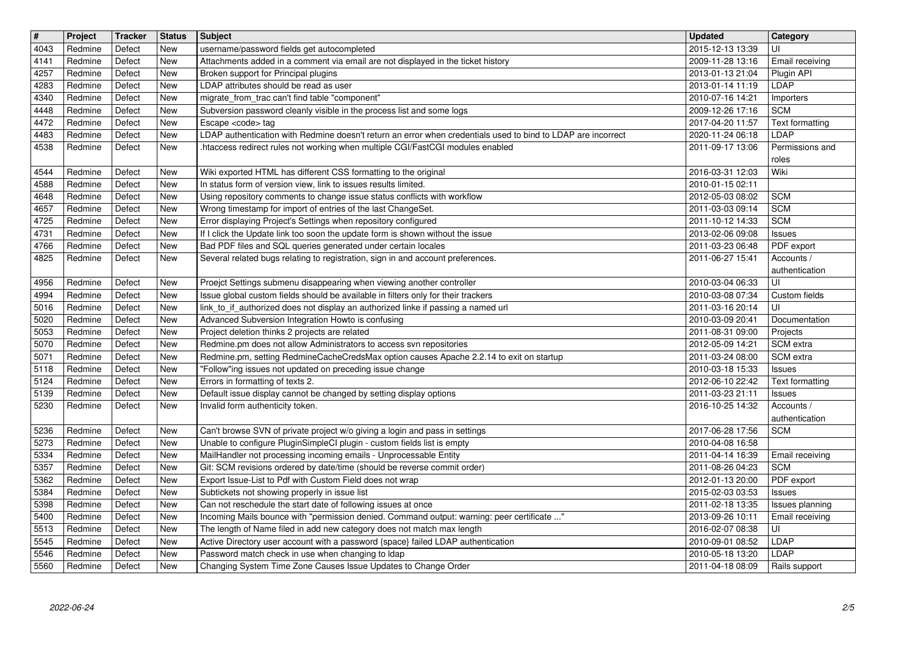| # | Project | Tracker | Status | Subject | Updated | Category |
| --- | --- | --- | --- | --- | --- | --- |
| 4043 | Redmine | Defect | New | username/password fields get autocompleted | 2015-12-13 13:39 | UI |
| 4141 | Redmine | Defect | New | Attachments added in a comment via email are not displayed in the ticket history | 2009-11-28 13:16 | Email receiving |
| 4257 | Redmine | Defect | New | Broken support for Principal plugins | 2013-01-13 21:04 | Plugin API |
| 4283 | Redmine | Defect | New | LDAP attributes should be read as user | 2013-01-14 11:19 | LDAP |
| 4340 | Redmine | Defect | New | migrate_from_trac can't find table "component" | 2010-07-16 14:21 | Importers |
| 4448 | Redmine | Defect | New | Subversion password cleanly visible in the process list and some logs | 2009-12-26 17:16 | SCM |
| 4472 | Redmine | Defect | New | Escape <code> tag | 2017-04-20 11:57 | Text formatting |
| 4483 | Redmine | Defect | New | LDAP authentication with Redmine doesn't return an error when credentials used to bind to LDAP are incorrect | 2020-11-24 06:18 | LDAP |
| 4538 | Redmine | Defect | New | .htaccess redirect rules not working when multiple CGI/FastCGI modules enabled | 2011-09-17 13:06 | Permissions and roles |
| 4544 | Redmine | Defect | New | Wiki exported HTML has different CSS formatting to the original | 2016-03-31 12:03 | Wiki |
| 4588 | Redmine | Defect | New | In status form of version view, link to issues results limited. | 2010-01-15 02:11 | |
| 4648 | Redmine | Defect | New | Using repository comments to change issue status conflicts with workflow | 2012-05-03 08:02 | SCM |
| 4657 | Redmine | Defect | New | Wrong timestamp for import of entries of the last ChangeSet. | 2011-03-03 09:14 | SCM |
| 4725 | Redmine | Defect | New | Error displaying Project's Settings when repository configured | 2011-10-12 14:33 | SCM |
| 4731 | Redmine | Defect | New | If I click the Update link too soon the update form is shown without the issue | 2013-02-06 09:08 | Issues |
| 4766 | Redmine | Defect | New | Bad PDF files and SQL queries generated under certain locales | 2011-03-23 06:48 | PDF export |
| 4825 | Redmine | Defect | New | Several related bugs relating to registration, sign in and account preferences. | 2011-06-27 15:41 | Accounts / authentication |
| 4956 | Redmine | Defect | New | Proejct Settings submenu disappearing when viewing another controller | 2010-03-04 06:33 | UI |
| 4994 | Redmine | Defect | New | Issue global custom fields should be available in filters only for their trackers | 2010-03-08 07:34 | Custom fields |
| 5016 | Redmine | Defect | New | link_to_if_authorized does not display an authorized linke if passing a named url | 2011-03-16 20:14 | UI |
| 5020 | Redmine | Defect | New | Advanced Subversion Integration Howto is confusing | 2010-03-09 20:41 | Documentation |
| 5053 | Redmine | Defect | New | Project deletion thinks 2 projects are related | 2011-08-31 09:00 | Projects |
| 5070 | Redmine | Defect | New | Redmine.pm does not allow Administrators to access svn repositories | 2012-05-09 14:21 | SCM extra |
| 5071 | Redmine | Defect | New | Redmine.pm, setting RedmineCacheCredsMax option causes Apache 2.2.14 to exit on startup | 2011-03-24 08:00 | SCM extra |
| 5118 | Redmine | Defect | New | "Follow"ing issues not updated on preceding issue change | 2010-03-18 15:33 | Issues |
| 5124 | Redmine | Defect | New | Errors in formatting of texts 2. | 2012-06-10 22:42 | Text formatting |
| 5139 | Redmine | Defect | New | Default issue display cannot be changed by setting display options | 2011-03-23 21:11 | Issues |
| 5230 | Redmine | Defect | New | Invalid form authenticity token. | 2016-10-25 14:32 | Accounts / authentication |
| 5236 | Redmine | Defect | New | Can't browse SVN of private project w/o giving a login and pass in settings | 2017-06-28 17:56 | SCM |
| 5273 | Redmine | Defect | New | Unable to configure PluginSimpleCI plugin - custom fields list is empty | 2010-04-08 16:58 | |
| 5334 | Redmine | Defect | New | MailHandler not processing incoming emails - Unprocessable Entity | 2011-04-14 16:39 | Email receiving |
| 5357 | Redmine | Defect | New | Git: SCM revisions ordered by date/time (should be reverse commit order) | 2011-08-26 04:23 | SCM |
| 5362 | Redmine | Defect | New | Export Issue-List to Pdf with Custom Field does not wrap | 2012-01-13 20:00 | PDF export |
| 5384 | Redmine | Defect | New | Subtickets not showing properly in issue list | 2015-02-03 03:53 | Issues |
| 5398 | Redmine | Defect | New | Can not reschedule the start date of following issues at once | 2011-02-18 13:35 | Issues planning |
| 5400 | Redmine | Defect | New | Incoming Mails bounce with "permission denied. Command output: warning: peer certificate ..." | 2013-09-26 10:11 | Email receiving |
| 5513 | Redmine | Defect | New | The length of Name filed in add new category does not match max length | 2016-02-07 08:38 | UI |
| 5545 | Redmine | Defect | New | Active Directory user account with a password {space} failed LDAP authentication | 2010-09-01 08:52 | LDAP |
| 5546 | Redmine | Defect | New | Password match check in use when changing to ldap | 2010-05-18 13:20 | LDAP |
| 5560 | Redmine | Defect | New | Changing System Time Zone Causes Issue Updates to Change Order | 2011-04-18 08:09 | Rails support |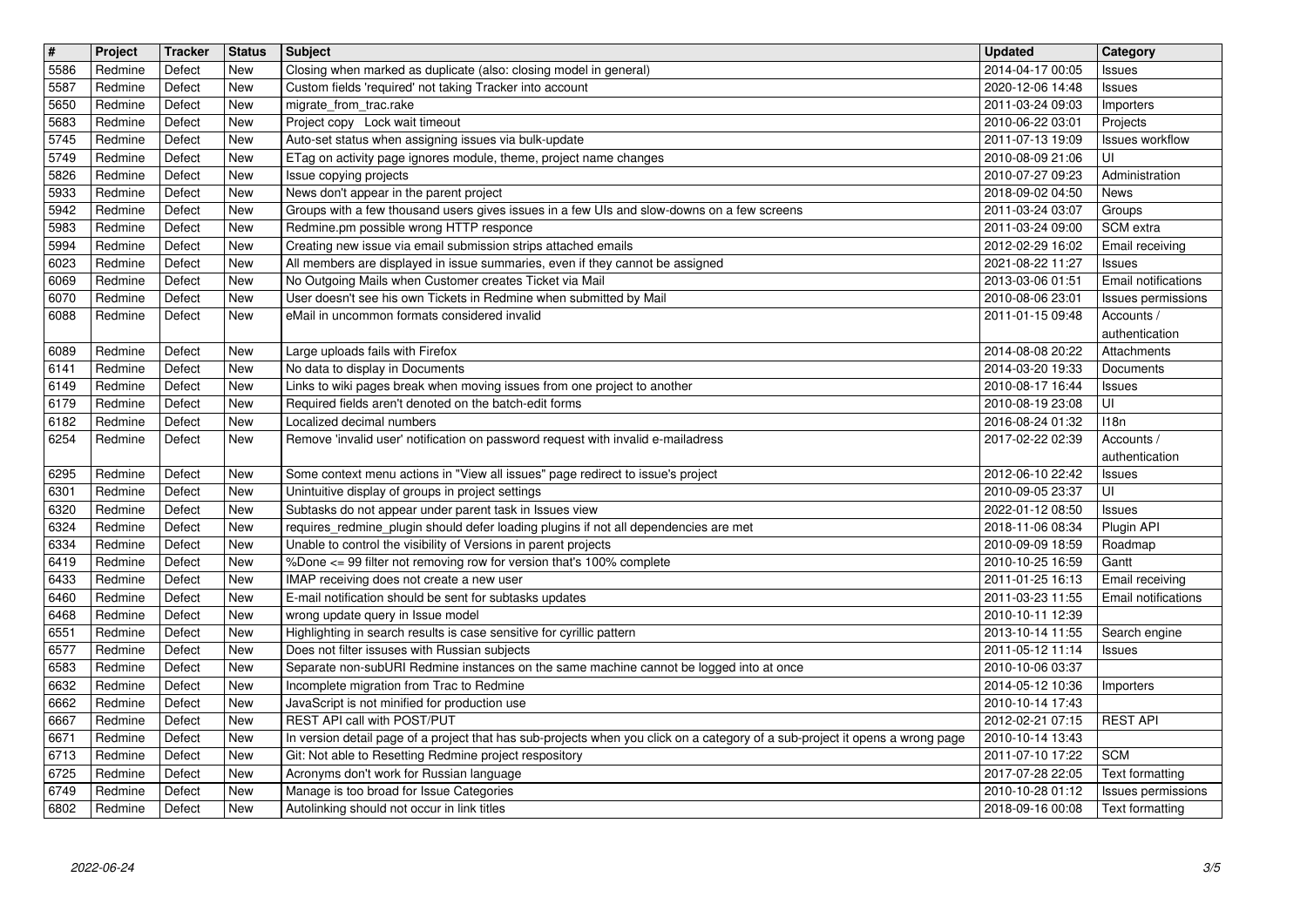| # | Project | Tracker | Status | Subject | Updated | Category |
|---|---|---|---|---|---|---|
| 5586 | Redmine | Defect | New | Closing when marked as duplicate (also: closing model in general) | 2014-04-17 00:05 | Issues |
| 5587 | Redmine | Defect | New | Custom fields 'required' not taking Tracker into account | 2020-12-06 14:48 | Issues |
| 5650 | Redmine | Defect | New | migrate_from_trac.rake | 2011-03-24 09:03 | Importers |
| 5683 | Redmine | Defect | New | Project copy  Lock wait timeout | 2010-06-22 03:01 | Projects |
| 5745 | Redmine | Defect | New | Auto-set status when assigning issues via bulk-update | 2011-07-13 19:09 | Issues workflow |
| 5749 | Redmine | Defect | New | ETag on activity page ignores module, theme, project name changes | 2010-08-09 21:06 | UI |
| 5826 | Redmine | Defect | New | Issue copying projects | 2010-07-27 09:23 | Administration |
| 5933 | Redmine | Defect | New | News don't appear in the parent project | 2018-09-02 04:50 | News |
| 5942 | Redmine | Defect | New | Groups with a few thousand users gives issues in a few UIs and slow-downs on a few screens | 2011-03-24 03:07 | Groups |
| 5983 | Redmine | Defect | New | Redmine.pm possible wrong HTTP responce | 2011-03-24 09:00 | SCM extra |
| 5994 | Redmine | Defect | New | Creating new issue via email submission strips attached emails | 2012-02-29 16:02 | Email receiving |
| 6023 | Redmine | Defect | New | All members are displayed in issue summaries, even if they cannot be assigned | 2021-08-22 11:27 | Issues |
| 6069 | Redmine | Defect | New | No Outgoing Mails when Customer creates Ticket via Mail | 2013-03-06 01:51 | Email notifications |
| 6070 | Redmine | Defect | New | User doesn't see his own Tickets in Redmine when submitted by Mail | 2010-08-06 23:01 | Issues permissions |
| 6088 | Redmine | Defect | New | eMail in uncommon formats considered invalid | 2011-01-15 09:48 | Accounts / authentication |
| 6089 | Redmine | Defect | New | Large uploads fails with Firefox | 2014-08-08 20:22 | Attachments |
| 6141 | Redmine | Defect | New | No data to display in Documents | 2014-03-20 19:33 | Documents |
| 6149 | Redmine | Defect | New | Links to wiki pages break when moving issues from one project to another | 2010-08-17 16:44 | Issues |
| 6179 | Redmine | Defect | New | Required fields aren't denoted on the batch-edit forms | 2010-08-19 23:08 | UI |
| 6182 | Redmine | Defect | New | Localized decimal numbers | 2016-08-24 01:32 | I18n |
| 6254 | Redmine | Defect | New | Remove 'invalid user' notification on password request with invalid e-mailadress | 2017-02-22 02:39 | Accounts / authentication |
| 6295 | Redmine | Defect | New | Some context menu actions in "View all issues" page redirect to issue's project | 2012-06-10 22:42 | Issues |
| 6301 | Redmine | Defect | New | Unintuitive display of groups in project settings | 2010-09-05 23:37 | UI |
| 6320 | Redmine | Defect | New | Subtasks do not appear under parent task in Issues view | 2022-01-12 08:50 | Issues |
| 6324 | Redmine | Defect | New | requires_redmine_plugin should defer loading plugins if not all dependencies are met | 2018-11-06 08:34 | Plugin API |
| 6334 | Redmine | Defect | New | Unable to control the visibility of Versions in parent projects | 2010-09-09 18:59 | Roadmap |
| 6419 | Redmine | Defect | New | %Done <= 99 filter not removing row for version that's 100% complete | 2010-10-25 16:59 | Gantt |
| 6433 | Redmine | Defect | New | IMAP receiving does not create a new user | 2011-01-25 16:13 | Email receiving |
| 6460 | Redmine | Defect | New | E-mail notification should be sent for subtasks updates | 2011-03-23 11:55 | Email notifications |
| 6468 | Redmine | Defect | New | wrong update query in Issue model | 2010-10-11 12:39 | |
| 6551 | Redmine | Defect | New | Highlighting in search results is case sensitive for cyrillic pattern | 2013-10-14 11:55 | Search engine |
| 6577 | Redmine | Defect | New | Does not filter issuses with Russian subjects | 2011-05-12 11:14 | Issues |
| 6583 | Redmine | Defect | New | Separate non-subURI Redmine instances on the same machine cannot be logged into at once | 2010-10-06 03:37 | |
| 6632 | Redmine | Defect | New | Incomplete migration from Trac to Redmine | 2014-05-12 10:36 | Importers |
| 6662 | Redmine | Defect | New | JavaScript is not minified for production use | 2010-10-14 17:43 | |
| 6667 | Redmine | Defect | New | REST API call with POST/PUT | 2012-02-21 07:15 | REST API |
| 6671 | Redmine | Defect | New | In version detail page of a project that has sub-projects when you click on a category of a sub-project it opens a wrong page | 2010-10-14 13:43 | |
| 6713 | Redmine | Defect | New | Git: Not able to Resetting Redmine project respository | 2011-07-10 17:22 | SCM |
| 6725 | Redmine | Defect | New | Acronyms don't work for Russian language | 2017-07-28 22:05 | Text formatting |
| 6749 | Redmine | Defect | New | Manage is too broad for Issue Categories | 2010-10-28 01:12 | Issues permissions |
| 6802 | Redmine | Defect | New | Autolinking should not occur in link titles | 2018-09-16 00:08 | Text formatting |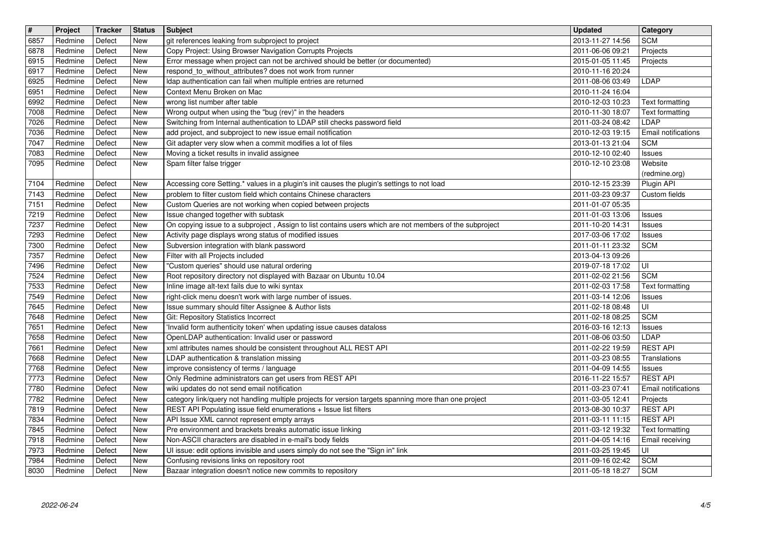| # | Project | Tracker | Status | Subject | Updated | Category |
|---|---|---|---|---|---|---|
| 6857 | Redmine | Defect | New | git references leaking from subproject to project | 2013-11-27 14:56 | SCM |
| 6878 | Redmine | Defect | New | Copy Project: Using Browser Navigation Corrupts Projects | 2011-06-06 09:21 | Projects |
| 6915 | Redmine | Defect | New | Error message when project can not be archived should be better (or documented) | 2015-01-05 11:45 | Projects |
| 6917 | Redmine | Defect | New | respond_to_without_attributes? does not work from runner | 2010-11-16 20:24 | |
| 6925 | Redmine | Defect | New | ldap authentication can fail when multiple entries are returned | 2011-08-06 03:49 | LDAP |
| 6951 | Redmine | Defect | New | Context Menu Broken on Mac | 2010-11-24 16:04 | |
| 6992 | Redmine | Defect | New | wrong list number after table | 2010-12-03 10:23 | Text formatting |
| 7008 | Redmine | Defect | New | Wrong output when using the "bug (rev)" in the headers | 2010-11-30 18:07 | Text formatting |
| 7026 | Redmine | Defect | New | Switching from Internal authentication to LDAP still checks password field | 2011-03-24 08:42 | LDAP |
| 7036 | Redmine | Defect | New | add project, and subproject to new issue email notification | 2010-12-03 19:15 | Email notifications |
| 7047 | Redmine | Defect | New | Git adapter very slow when a commit modifies a lot of files | 2013-01-13 21:04 | SCM |
| 7083 | Redmine | Defect | New | Moving a ticket results in invalid assignee | 2010-12-10 02:40 | Issues |
| 7095 | Redmine | Defect | New | Spam filter false trigger | 2010-12-10 23:08 | Website (redmine.org) |
| 7104 | Redmine | Defect | New | Accessing core Setting.* values in a plugin's init causes the plugin's settings to not load | 2010-12-15 23:39 | Plugin API |
| 7143 | Redmine | Defect | New | problem to filter custom field which contains Chinese characters | 2011-03-23 09:37 | Custom fields |
| 7151 | Redmine | Defect | New | Custom Queries are not working when copied between projects | 2011-01-07 05:35 | |
| 7219 | Redmine | Defect | New | Issue changed together with subtask | 2011-01-03 13:06 | Issues |
| 7237 | Redmine | Defect | New | On copying issue to a subproject , Assign to list contains users which are not members of the subproject | 2011-10-20 14:31 | Issues |
| 7293 | Redmine | Defect | New | Activity page displays wrong status of modified issues | 2017-03-06 17:02 | Issues |
| 7300 | Redmine | Defect | New | Subversion integration with blank password | 2011-01-11 23:32 | SCM |
| 7357 | Redmine | Defect | New | Filter with all Projects included | 2013-04-13 09:26 | |
| 7496 | Redmine | Defect | New | "Custom queries" should use natural ordering | 2019-07-18 17:02 | UI |
| 7524 | Redmine | Defect | New | Root repository directory not displayed with Bazaar on Ubuntu 10.04 | 2011-02-02 21:56 | SCM |
| 7533 | Redmine | Defect | New | Inline image alt-text fails due to wiki syntax | 2011-02-03 17:58 | Text formatting |
| 7549 | Redmine | Defect | New | right-click menu doesn't work with large number of issues. | 2011-03-14 12:06 | Issues |
| 7645 | Redmine | Defect | New | Issue summary should filter Assignee & Author lists | 2011-02-18 08:48 | UI |
| 7648 | Redmine | Defect | New | Git: Repository Statistics Incorrect | 2011-02-18 08:25 | SCM |
| 7651 | Redmine | Defect | New | 'Invalid form authenticity token' when updating issue causes dataloss | 2016-03-16 12:13 | Issues |
| 7658 | Redmine | Defect | New | OpenLDAP authentication: Invalid user or password | 2011-08-06 03:50 | LDAP |
| 7661 | Redmine | Defect | New | xml attributes names should be consistent throughout ALL REST API | 2011-02-22 19:59 | REST API |
| 7668 | Redmine | Defect | New | LDAP authentication & translation missing | 2011-03-23 08:55 | Translations |
| 7768 | Redmine | Defect | New | improve consistency of terms / language | 2011-04-09 14:55 | Issues |
| 7773 | Redmine | Defect | New | Only Redmine administrators can get users from REST API | 2016-11-22 15:57 | REST API |
| 7780 | Redmine | Defect | New | wiki updates do not send email notification | 2011-03-23 07:41 | Email notifications |
| 7782 | Redmine | Defect | New | category link/query not handling multiple projects for version targets spanning more than one project | 2011-03-05 12:41 | Projects |
| 7819 | Redmine | Defect | New | REST API Populating issue field enumerations + Issue list filters | 2013-08-30 10:37 | REST API |
| 7834 | Redmine | Defect | New | API Issue XML cannot represent empty arrays | 2011-03-11 11:15 | REST API |
| 7845 | Redmine | Defect | New | Pre environment and brackets breaks automatic issue linking | 2011-03-12 19:32 | Text formatting |
| 7918 | Redmine | Defect | New | Non-ASCII characters are disabled in e-mail's body fields | 2011-04-05 14:16 | Email receiving |
| 7973 | Redmine | Defect | New | UI issue: edit options invisible and users simply do not see the "Sign in" link | 2011-03-25 19:45 | UI |
| 7984 | Redmine | Defect | New | Confusing revisions links on repository root | 2011-09-16 02:42 | SCM |
| 8030 | Redmine | Defect | New | Bazaar integration doesn't notice new commits to repository | 2011-05-18 18:27 | SCM |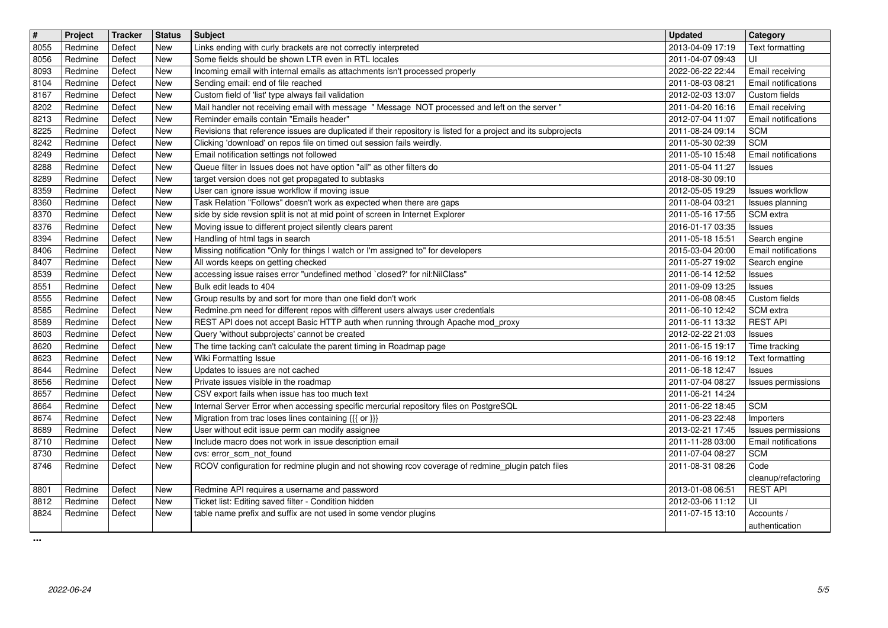| # | Project | Tracker | Status | Subject | Updated | Category |
|---|---|---|---|---|---|---|
| 8055 | Redmine | Defect | New | Links ending with curly brackets are not correctly interpreted | 2013-04-09 17:19 | Text formatting |
| 8056 | Redmine | Defect | New | Some fields should be shown LTR even in RTL locales | 2011-04-07 09:43 | UI |
| 8093 | Redmine | Defect | New | Incoming email with internal emails as attachments isn't processed properly | 2022-06-22 22:44 | Email receiving |
| 8104 | Redmine | Defect | New | Sending email: end of file reached | 2011-08-03 08:21 | Email notifications |
| 8167 | Redmine | Defect | New | Custom field of 'list' type always fail validation | 2012-02-03 13:07 | Custom fields |
| 8202 | Redmine | Defect | New | Mail handler not receiving email with message " Message NOT processed and left on the server " | 2011-04-20 16:16 | Email receiving |
| 8213 | Redmine | Defect | New | Reminder emails contain "Emails header" | 2012-07-04 11:07 | Email notifications |
| 8225 | Redmine | Defect | New | Revisions that reference issues are duplicated if their repository is listed for a project and its subprojects | 2011-08-24 09:14 | SCM |
| 8242 | Redmine | Defect | New | Clicking 'download' on repos file on timed out session fails weirdly. | 2011-05-30 02:39 | SCM |
| 8249 | Redmine | Defect | New | Email notification settings not followed | 2011-05-10 15:48 | Email notifications |
| 8288 | Redmine | Defect | New | Queue filter in Issues does not have option "all" as other filters do | 2011-05-04 11:27 | Issues |
| 8289 | Redmine | Defect | New | target version does not get propagated to subtasks | 2018-08-30 09:10 | |
| 8359 | Redmine | Defect | New | User can ignore issue workflow if moving issue | 2012-05-05 19:29 | Issues workflow |
| 8360 | Redmine | Defect | New | Task Relation "Follows" doesn't work as expected when there are gaps | 2011-08-04 03:21 | Issues planning |
| 8370 | Redmine | Defect | New | side by side revsion split is not at mid point of screen in Internet Explorer | 2011-05-16 17:55 | SCM extra |
| 8376 | Redmine | Defect | New | Moving issue to different project silently clears parent | 2016-01-17 03:35 | Issues |
| 8394 | Redmine | Defect | New | Handling of html tags in search | 2011-05-18 15:51 | Search engine |
| 8406 | Redmine | Defect | New | Missing notification "Only for things I watch or I'm assigned to" for developers | 2015-03-04 20:00 | Email notifications |
| 8407 | Redmine | Defect | New | All words keeps on getting checked | 2011-05-27 19:02 | Search engine |
| 8539 | Redmine | Defect | New | accessing issue raises error "undefined method `closed?' for nil:NilClass" | 2011-06-14 12:52 | Issues |
| 8551 | Redmine | Defect | New | Bulk edit leads to 404 | 2011-09-09 13:25 | Issues |
| 8555 | Redmine | Defect | New | Group results by and sort for more than one field don't work | 2011-06-08 08:45 | Custom fields |
| 8585 | Redmine | Defect | New | Redmine.pm need for different repos with different users always user credentials | 2011-06-10 12:42 | SCM extra |
| 8589 | Redmine | Defect | New | REST API does not accept Basic HTTP auth when running through Apache mod_proxy | 2011-06-11 13:32 | REST API |
| 8603 | Redmine | Defect | New | Query 'without subprojects' cannot be created | 2012-02-22 21:03 | Issues |
| 8620 | Redmine | Defect | New | The time tacking can't calculate the parent timing in Roadmap page | 2011-06-15 19:17 | Time tracking |
| 8623 | Redmine | Defect | New | Wiki Formatting Issue | 2011-06-16 19:12 | Text formatting |
| 8644 | Redmine | Defect | New | Updates to issues are not cached | 2011-06-18 12:47 | Issues |
| 8656 | Redmine | Defect | New | Private issues visible in the roadmap | 2011-07-04 08:27 | Issues permissions |
| 8657 | Redmine | Defect | New | CSV export fails when issue has too much text | 2011-06-21 14:24 | |
| 8664 | Redmine | Defect | New | Internal Server Error when accessing specific mercurial repository files on PostgreSQL | 2011-06-22 18:45 | SCM |
| 8674 | Redmine | Defect | New | Migration from trac loses lines containing {{{ or }}} | 2011-06-23 22:48 | Importers |
| 8689 | Redmine | Defect | New | User without edit issue perm can modify assignee | 2013-02-21 17:45 | Issues permissions |
| 8710 | Redmine | Defect | New | Include macro does not work in issue description email | 2011-11-28 03:00 | Email notifications |
| 8730 | Redmine | Defect | New | cvs: error_scm_not_found | 2011-07-04 08:27 | SCM |
| 8746 | Redmine | Defect | New | RCOV configuration for redmine plugin and not showing rcov coverage of redmine_plugin patch files | 2011-08-31 08:26 | Code cleanup/refactoring |
| 8801 | Redmine | Defect | New | Redmine API requires a username and password | 2013-01-08 06:51 | REST API |
| 8812 | Redmine | Defect | New | Ticket list: Editing saved filter - Condition hidden | 2012-03-06 11:12 | UI |
| 8824 | Redmine | Defect | New | table name prefix and suffix are not used in some vendor plugins | 2011-07-15 13:10 | Accounts / authentication |

...